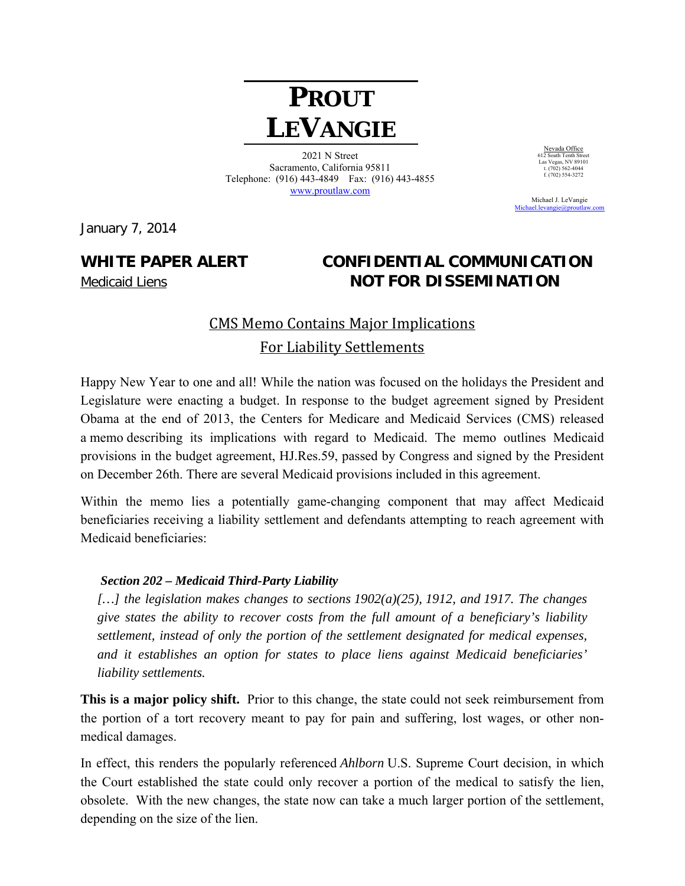# PROUT LEVANGIE

2021 N Street
Sacramento, California 95811
Telephone: (916) 443-4849 Fax: (916) 443-4855
www.proutlaw.com

Nevada Office
612 South Tenth Street
Las Vegas, NV 89101
t. (702) 562-4044
f. (702) 554-3272

Michael J. LeVangie
Michael.levangie@proutlaw.com

January 7, 2014

**WHITE PAPER ALERT**
Medicaid Liens

**CONFIDENTIAL COMMUNICATION**
**NOT FOR DISSEMINATION**

## CMS Memo Contains Major Implications For Liability Settlements

Happy New Year to one and all! While the nation was focused on the holidays the President and Legislature were enacting a budget. In response to the budget agreement signed by President Obama at the end of 2013, the Centers for Medicare and Medicaid Services (CMS) released a memo describing its implications with regard to Medicaid. The memo outlines Medicaid provisions in the budget agreement, HJ.Res.59, passed by Congress and signed by the President on December 26th. There are several Medicaid provisions included in this agreement.

Within the memo lies a potentially game-changing component that may affect Medicaid beneficiaries receiving a liability settlement and defendants attempting to reach agreement with Medicaid beneficiaries:

> ***Section 202 – Medicaid Third-Party Liability***
> *[…] the legislation makes changes to sections 1902(a)(25), 1912, and 1917. The changes give states the ability to recover costs from the full amount of a beneficiary's liability settlement, instead of only the portion of the settlement designated for medical expenses, and it establishes an option for states to place liens against Medicaid beneficiaries' liability settlements.*

**This is a major policy shift.** Prior to this change, the state could not seek reimbursement from the portion of a tort recovery meant to pay for pain and suffering, lost wages, or other non-medical damages.

In effect, this renders the popularly referenced *Ahlborn* U.S. Supreme Court decision, in which the Court established the state could only recover a portion of the medical to satisfy the lien, obsolete. With the new changes, the state now can take a much larger portion of the settlement, depending on the size of the lien.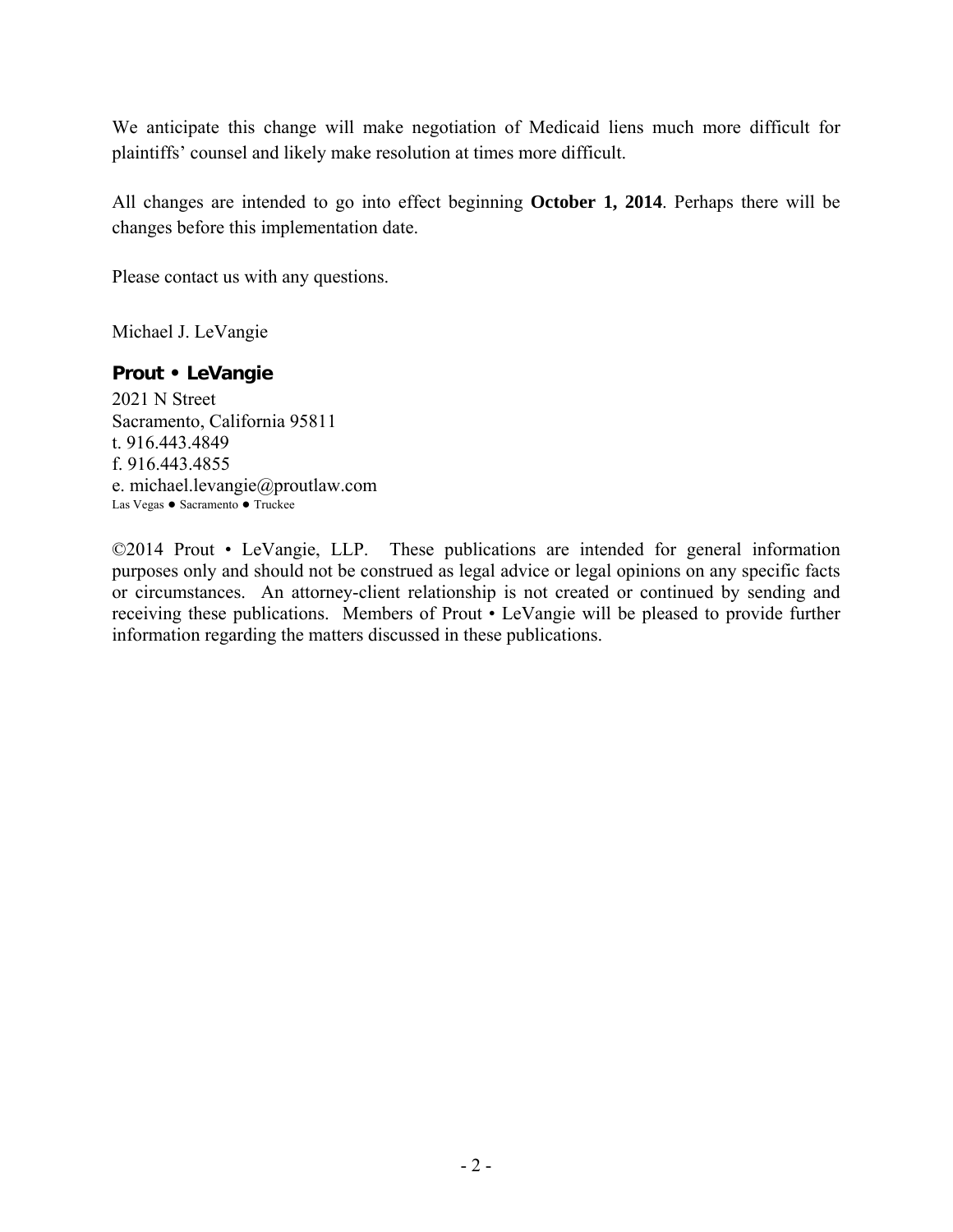We anticipate this change will make negotiation of Medicaid liens much more difficult for plaintiffs' counsel and likely make resolution at times more difficult.

All changes are intended to go into effect beginning **October 1, 2014**. Perhaps there will be changes before this implementation date.

Please contact us with any questions.

Michael J. LeVangie

**Prout • LeVangie**

2021 N Street
Sacramento, California 95811
t. 916.443.4849
f. 916.443.4855
e. michael.levangie@proutlaw.com
Las Vegas ● Sacramento ● Truckee

©2014 Prout • LeVangie, LLP. These publications are intended for general information purposes only and should not be construed as legal advice or legal opinions on any specific facts or circumstances. An attorney-client relationship is not created or continued by sending and receiving these publications. Members of Prout • LeVangie will be pleased to provide further information regarding the matters discussed in these publications.